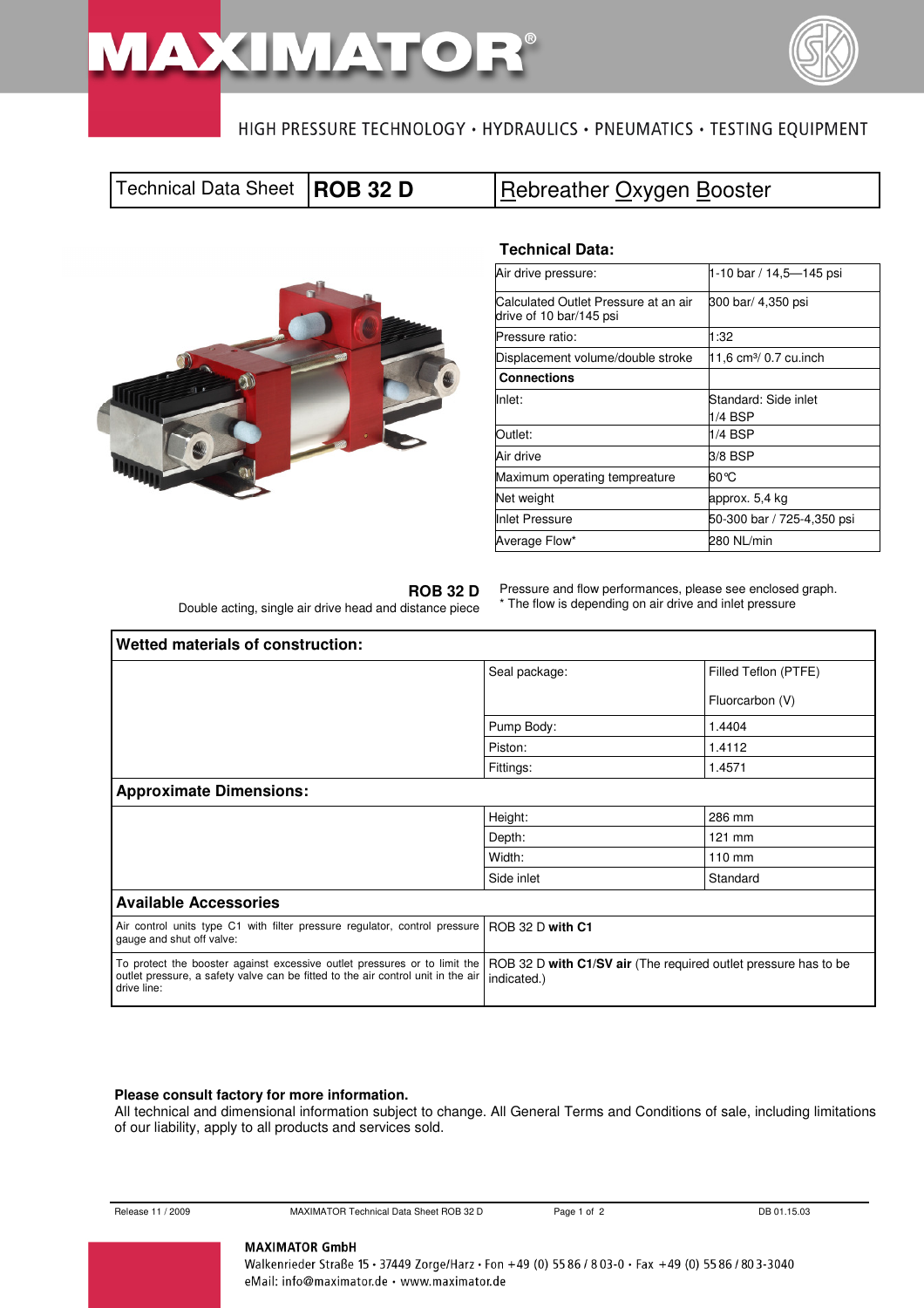# MAXIMATOR®

HIGH PRESSURE TECHNOLOGY • HYDRAULICS • PNEUMATICS • TESTING EQUIPMENT

| Technical Data Sheet | **ROB 32 D** | Rebreather Oxygen Booster |
|---|---|---|

### Technical Data:

| | |
|---|---|
| Air drive pressure: | 1-10 bar / 14,5—145 psi |
| Calculated Outlet Pressure at an air drive of 10 bar/145 psi | 300 bar/ 4,350 psi |
| Pressure ratio: | 1:32 |
| Displacement volume/double stroke | 11,6 cm³/ 0.7 cu.inch |
| **Connections** | |
| Inlet: | Standard: Side inlet 1/4 BSP |
| Outlet: | 1/4 BSP |
| Air drive | 3/8 BSP |
| Maximum operating tempreature | 60°C |
| Net weight | approx. 5,4 kg |
| Inlet Pressure | 50-300 bar / 725-4,350 psi |
| Average Flow* | 280 NL/min |

**ROB 32 D**
Double acting, single air drive head and distance piece

Pressure and flow performances, please see enclosed graph.
* The flow is depending on air drive and inlet pressure

| **Wetted materials of construction:** | | |
|---|---|---|
| | Seal package: | Filled Teflon (PTFE)<br>Fluorcarbon (V) |
| | Pump Body: | 1.4404 |
| | Piston: | 1.4112 |
| | Fittings: | 1.4571 |
| **Approximate Dimensions:** | | |
| | Height: | 286 mm |
| | Depth: | 121 mm |
| | Width: | 110 mm |
| | Side inlet | Standard |

| **Available Accessories** | |
|---|---|
| Air control units type C1 with filter pressure regulator, control pressure gauge and shut off valve: | ROB 32 D **with C1** |
| To protect the booster against excessive outlet pressures or to limit the outlet pressure, a safety valve can be fitted to the air control unit in the air drive line: | ROB 32 D **with C1/SV air** (The required outlet pressure has to be indicated.) |

**Please consult factory for more information.**
All technical and dimensional information subject to change. All General Terms and Conditions of sale, including limitations of our liability, apply to all products and services sold.

Release 11 / 2009 &nbsp;&nbsp; MAXIMATOR Technical Data Sheet ROB 32 D &nbsp;&nbsp; DB 01.15.03

**MAXIMATOR GmbH**
Walkenrieder Straße 15 • 37449 Zorge/Harz • Fon +49 (0) 55 86 / 8 03-0 • Fax +49 (0) 55 86 / 80 3-3040
eMail: info@maximator.de • www.maximator.de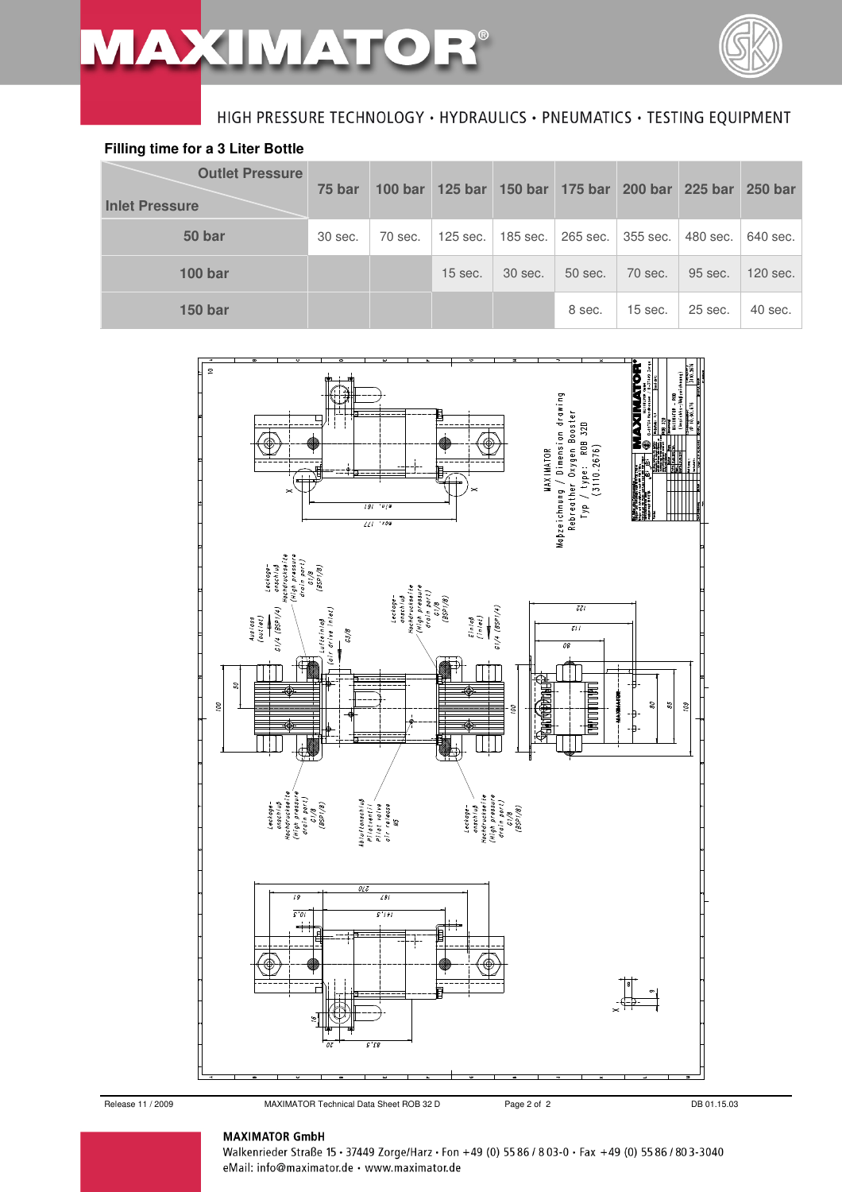**Filling time for a 3 Liter Bottle**

| Inlet Pressure \ Outlet Pressure | 75 bar | 100 bar | 125 bar | 150 bar | 175 bar | 200 bar | 225 bar | 250 bar |
|---|---|---|---|---|---|---|---|---|
| 50 bar | 30 sec. | 70 sec. | 125 sec. | 185 sec. | 265 sec. | 355 sec. | 480 sec. | 640 sec. |
| 100 bar | | | 15 sec. | 30 sec. | 50 sec. | 70 sec. | 95 sec. | 120 sec. |
| 150 bar | | | | | 8 sec. | 15 sec. | 25 sec. | 40 sec. |

MAXIMATOR
Maßzeichnung / Dimension drawing
Rebreather Oxygen Booster
Typ / type: ROB 32D
(3110.2676)

Auslass (outlet) G1/4 (BSP1/4)

Leckageanschluß Hochdruckseite (High pressure drain port) G1/8 (BSP1/8)

Lufteinlaß (air drive inlet) G3/8

Einlaß (inlet) G1/4 (BSP1/4)

Abluftanschluß Pilotventil (pilot valve air release) M5

Release 11 / 2009 MAXIMATOR Technical Data Sheet ROB 32 D DB 01.15.03

**MAXIMATOR GmbH**
Walkenrieder Straße 15 • 37449 Zorge/Harz • Fon +49 (0) 55 86 / 8 03-0 • Fax +49 (0) 55 86 / 80 3-3040
eMail: info@maximator.de • www.maximator.de